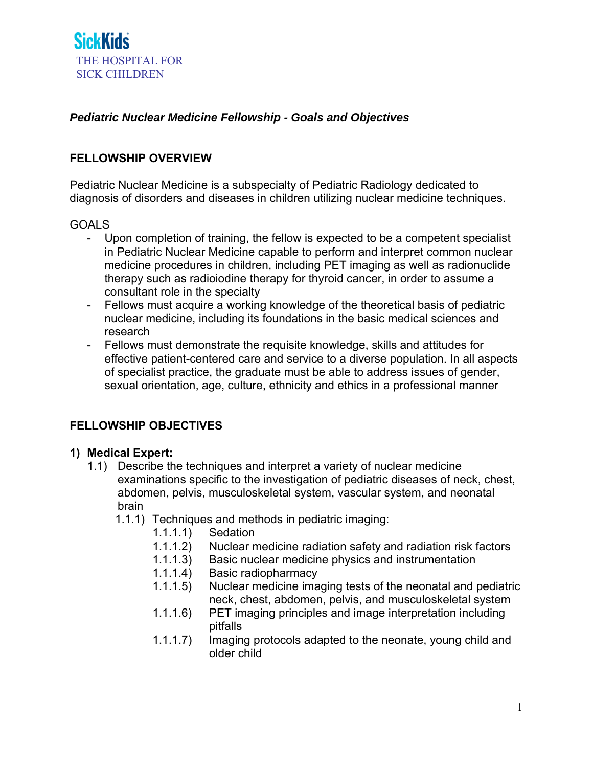SickKids

THE HOSPITAL FOR SICK CHILDREN

***Pediatric Nuclear Medicine Fellowship - Goals and Objectives***

## FELLOWSHIP OVERVIEW

Pediatric Nuclear Medicine is a subspecialty of Pediatric Radiology dedicated to diagnosis of disorders and diseases in children utilizing nuclear medicine techniques.

GOALS

- Upon completion of training, the fellow is expected to be a competent specialist in Pediatric Nuclear Medicine capable to perform and interpret common nuclear medicine procedures in children, including PET imaging as well as radionuclide therapy such as radioiodine therapy for thyroid cancer, in order to assume a consultant role in the specialty
- Fellows must acquire a working knowledge of the theoretical basis of pediatric nuclear medicine, including its foundations in the basic medical sciences and research
- Fellows must demonstrate the requisite knowledge, skills and attitudes for effective patient-centered care and service to a diverse population. In all aspects of specialist practice, the graduate must be able to address issues of gender, sexual orientation, age, culture, ethnicity and ethics in a professional manner

## FELLOWSHIP OBJECTIVES

### 1) Medical Expert:

1.1) Describe the techniques and interpret a variety of nuclear medicine examinations specific to the investigation of pediatric diseases of neck, chest, abdomen, pelvis, musculoskeletal system, vascular system, and neonatal brain

1.1.1) Techniques and methods in pediatric imaging:

1.1.1.1) Sedation

1.1.1.2) Nuclear medicine radiation safety and radiation risk factors

1.1.1.3) Basic nuclear medicine physics and instrumentation

1.1.1.4) Basic radiopharmacy

1.1.1.5) Nuclear medicine imaging tests of the neonatal and pediatric neck, chest, abdomen, pelvis, and musculoskeletal system

1.1.1.6) PET imaging principles and image interpretation including pitfalls

1.1.1.7) Imaging protocols adapted to the neonate, young child and older child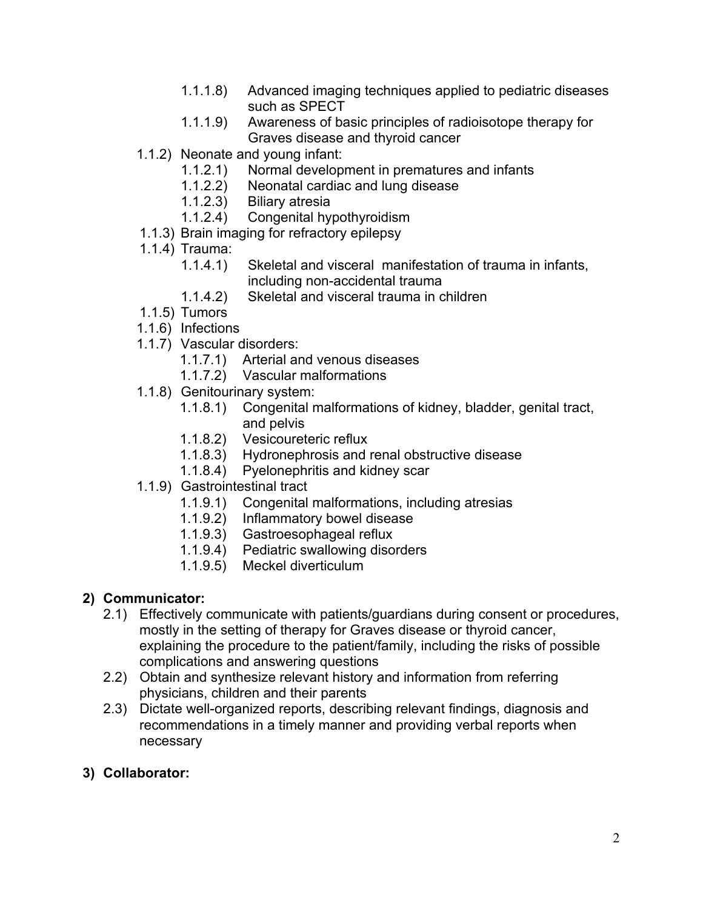- 1.1.1.8) Advanced imaging techniques applied to pediatric diseases such as SPECT
- 1.1.1.9) Awareness of basic principles of radioisotope therapy for Graves disease and thyroid cancer

- 1.1.2) Neonate and young infant:
  - 1.1.2.1) Normal development in prematures and infants
  - 1.1.2.2) Neonatal cardiac and lung disease
  - 1.1.2.3) Biliary atresia
  - 1.1.2.4) Congenital hypothyroidism
- 1.1.3) Brain imaging for refractory epilepsy
- 1.1.4) Trauma:
  - 1.1.4.1) Skeletal and visceral manifestation of trauma in infants, including non-accidental trauma
  - 1.1.4.2) Skeletal and visceral trauma in children
- 1.1.5) Tumors
- 1.1.6) Infections
- 1.1.7) Vascular disorders:
  - 1.1.7.1) Arterial and venous diseases
  - 1.1.7.2) Vascular malformations
- 1.1.8) Genitourinary system:
  - 1.1.8.1) Congenital malformations of kidney, bladder, genital tract, and pelvis
  - 1.1.8.2) Vesicoureteric reflux
  - 1.1.8.3) Hydronephrosis and renal obstructive disease
  - 1.1.8.4) Pyelonephritis and kidney scar
- 1.1.9) Gastrointestinal tract
  - 1.1.9.1) Congenital malformations, including atresias
  - 1.1.9.2) Inflammatory bowel disease
  - 1.1.9.3) Gastroesophageal reflux
  - 1.1.9.4) Pediatric swallowing disorders
  - 1.1.9.5) Meckel diverticulum

**2) Communicator:**

- 2.1) Effectively communicate with patients/guardians during consent or procedures, mostly in the setting of therapy for Graves disease or thyroid cancer, explaining the procedure to the patient/family, including the risks of possible complications and answering questions
- 2.2) Obtain and synthesize relevant history and information from referring physicians, children and their parents
- 2.3) Dictate well-organized reports, describing relevant findings, diagnosis and recommendations in a timely manner and providing verbal reports when necessary

**3) Collaborator:**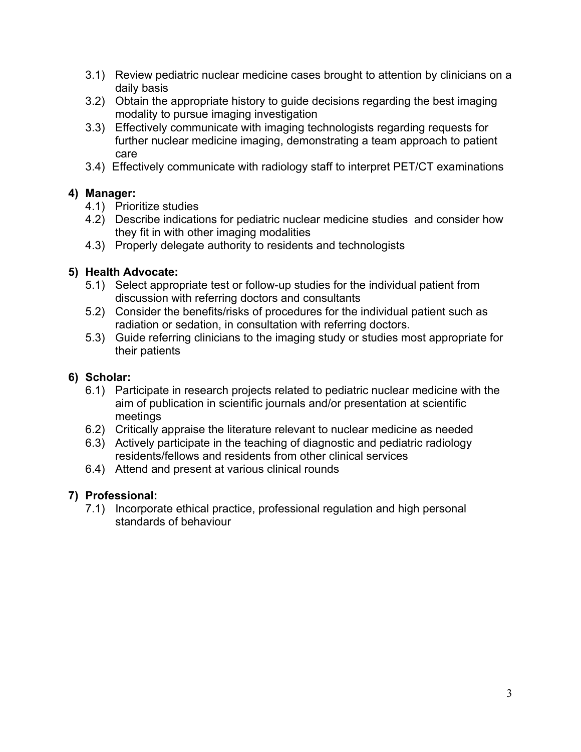3.1) Review pediatric nuclear medicine cases brought to attention by clinicians on a daily basis
3.2) Obtain the appropriate history to guide decisions regarding the best imaging modality to pursue imaging investigation
3.3) Effectively communicate with imaging technologists regarding requests for further nuclear medicine imaging, demonstrating a team approach to patient care
3.4) Effectively communicate with radiology staff to interpret PET/CT examinations

**4) Manager:**

4.1) Prioritize studies
4.2) Describe indications for pediatric nuclear medicine studies and consider how they fit in with other imaging modalities
4.3) Properly delegate authority to residents and technologists

**5) Health Advocate:**

5.1) Select appropriate test or follow-up studies for the individual patient from discussion with referring doctors and consultants
5.2) Consider the benefits/risks of procedures for the individual patient such as radiation or sedation, in consultation with referring doctors.
5.3) Guide referring clinicians to the imaging study or studies most appropriate for their patients

**6) Scholar:**

6.1) Participate in research projects related to pediatric nuclear medicine with the aim of publication in scientific journals and/or presentation at scientific meetings
6.2) Critically appraise the literature relevant to nuclear medicine as needed
6.3) Actively participate in the teaching of diagnostic and pediatric radiology residents/fellows and residents from other clinical services
6.4) Attend and present at various clinical rounds

**7) Professional:**

7.1) Incorporate ethical practice, professional regulation and high personal standards of behaviour